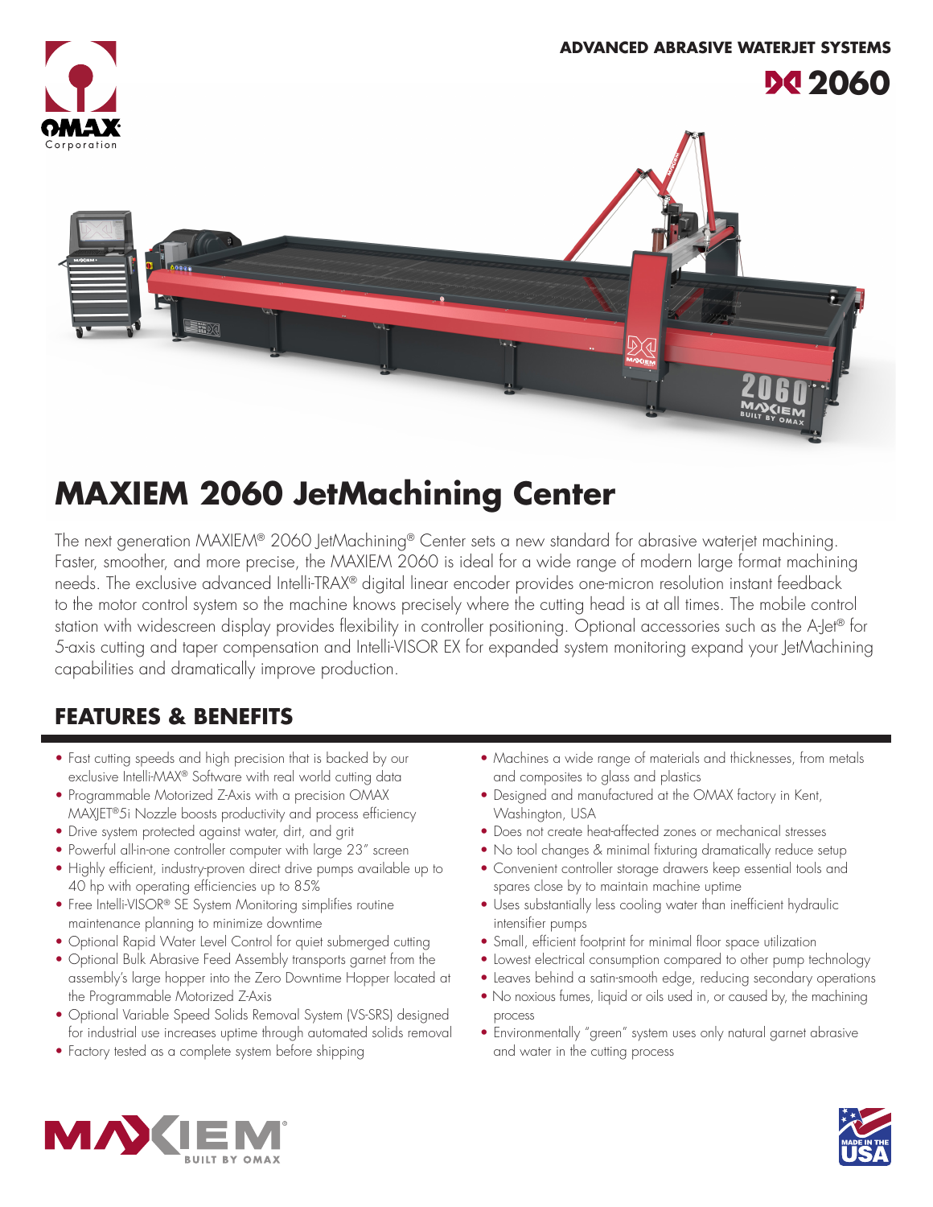ADVANCED ABRASIVE WATERJET SYSTEMS

**2060**

# MAXIEM 2060 JetMachining Center

The next generation MAXIEM® 2060 JetMachining® Center sets a new standard for abrasive waterjet machining. Faster, smoother, and more precise, the MAXIEM 2060 is ideal for a wide range of modern large format machining needs. The exclusive advanced Intelli-TRAX® digital linear encoder provides one-micron resolution instant feedback to the motor control system so the machine knows precisely where the cutting head is at all times. The mobile control station with widescreen display provides flexibility in controller positioning. Optional accessories such as the A-Jet® for 5-axis cutting and taper compensation and Intelli-VISOR EX for expanded system monitoring expand your JetMachining capabilities and dramatically improve production.

## FEATURES & BENEFITS

- Fast cutting speeds and high precision that is backed by our exclusive Intelli-MAX® Software with real world cutting data
- Programmable Motorized Z-Axis with a precision OMAX MAXJET®5i Nozzle boosts productivity and process efficiency
- Drive system protected against water, dirt, and grit
- Powerful all-in-one controller computer with large 23" screen
- Highly efficient, industry-proven direct drive pumps available up to 40 hp with operating efficiencies up to 85%
- Free Intelli-VISOR® SE System Monitoring simplifies routine maintenance planning to minimize downtime
- Optional Rapid Water Level Control for quiet submerged cutting
- Optional Bulk Abrasive Feed Assembly transports garnet from the assembly's large hopper into the Zero Downtime Hopper located at the Programmable Motorized Z-Axis
- Optional Variable Speed Solids Removal System (VS-SRS) designed for industrial use increases uptime through automated solids removal
- Factory tested as a complete system before shipping
- Machines a wide range of materials and thicknesses, from metals and composites to glass and plastics
- Designed and manufactured at the OMAX factory in Kent, Washington, USA
- Does not create heat-affected zones or mechanical stresses
- No tool changes & minimal fixturing dramatically reduce setup
- Convenient controller storage drawers keep essential tools and spares close by to maintain machine uptime
- Uses substantially less cooling water than inefficient hydraulic intensifier pumps
- Small, efficient footprint for minimal floor space utilization
- Lowest electrical consumption compared to other pump technology
- Leaves behind a satin-smooth edge, reducing secondary operations
- No noxious fumes, liquid or oils used in, or caused by, the machining process
- Environmentally "green" system uses only natural garnet abrasive and water in the cutting process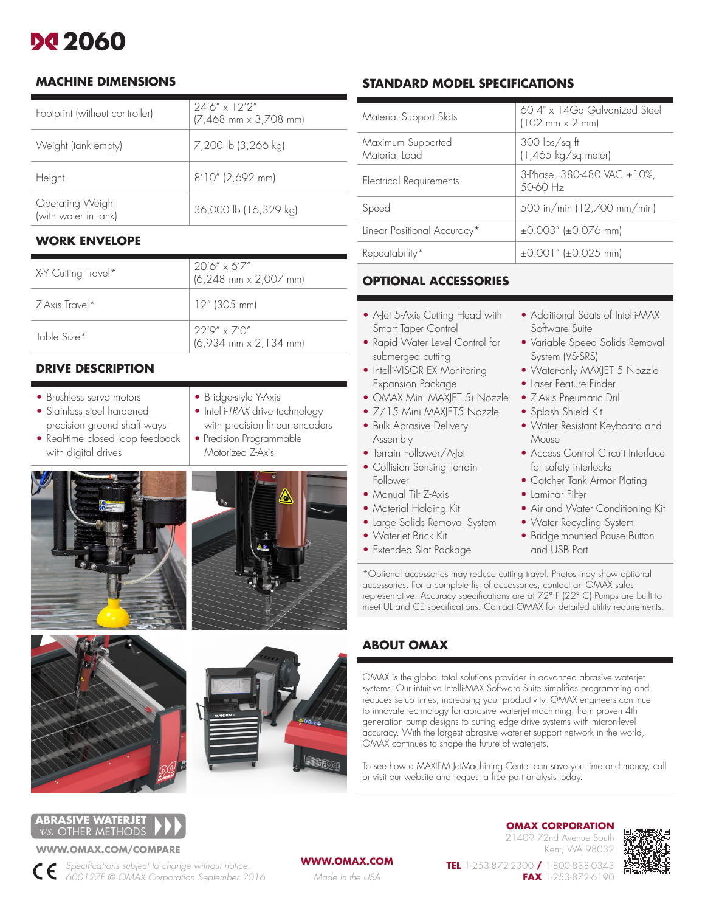# 2060

## MACHINE DIMENSIONS

| | |
|---|---|
| Footprint (without controller) | 24'6" x 12'2" (7,468 mm x 3,708 mm) |
| Weight (tank empty) | 7,200 lb (3,266 kg) |
| Height | 8'10" (2,692 mm) |
| Operating Weight (with water in tank) | 36,000 lb (16,329 kg) |

## WORK ENVELOPE

| | |
|---|---|
| X-Y Cutting Travel* | 20'6" x 6'7" (6,248 mm x 2,007 mm) |
| Z-Axis Travel* | 12" (305 mm) |
| Table Size* | 22'9" x 7'0" (6,934 mm x 2,134 mm) |

## DRIVE DESCRIPTION

- Brushless servo motors
- Stainless steel hardened precision ground shaft ways
- Real-time closed loop feedback with digital drives
- Bridge-style Y-Axis
- Intelli-*TRAX* drive technology with precision linear encoders
- Precision Programmable Motorized Z-Axis

## STANDARD MODEL SPECIFICATIONS

| | |
|---|---|
| Material Support Slats | 60 4" x 14Ga Galvanized Steel (102 mm x 2 mm) |
| Maximum Supported Material Load | 300 lbs/sq ft (1,465 kg/sq meter) |
| Electrical Requirements | 3-Phase, 380-480 VAC ±10%, 50-60 Hz |
| Speed | 500 in/min (12,700 mm/min) |
| Linear Positional Accuracy* | ±0.003" (±0.076 mm) |
| Repeatability* | ±0.001" (±0.025 mm) |

## OPTIONAL ACCESSORIES

- A-Jet 5-Axis Cutting Head with Smart Taper Control
- Rapid Water Level Control for submerged cutting
- Intelli-VISOR EX Monitoring Expansion Package
- OMAX Mini MAXJET 5i Nozzle
- 7/15 Mini MAXJET5 Nozzle
- Bulk Abrasive Delivery Assembly
- Terrain Follower/A-Jet
- Collision Sensing Terrain Follower
- Manual Tilt Z-Axis
- Material Holding Kit
- Large Solids Removal System
- Waterjet Brick Kit
- Extended Slat Package
- Additional Seats of Intelli-MAX Software Suite
- Variable Speed Solids Removal System (VS-SRS)
- Water-only MAXJET 5 Nozzle
- Laser Feature Finder
- Z-Axis Pneumatic Drill
- Splash Shield Kit
- Water Resistant Keyboard and Mouse
- Access Control Circuit Interface for safety interlocks
- Catcher Tank Armor Plating
- Laminar Filter
- Air and Water Conditioning Kit
- Water Recycling System
- Bridge-mounted Pause Button and USB Port

*Optional accessories may reduce cutting travel. Photos may show optional accessories. For a complete list of accessories, contact an OMAX sales representative. Accuracy specifications are at 72° F (22° C) Pumps are built to meet UL and CE specifications. Contact OMAX for detailed utility requirements.

## ABOUT OMAX

OMAX is the global total solutions provider in advanced abrasive waterjet systems. Our intuitive Intelli-MAX Software Suite simplifies programming and reduces setup times, increasing your productivity. OMAX engineers continue to innovate technology for abrasive waterjet machining, from proven 4th generation pump designs to cutting edge drive systems with micron-level accuracy. With the largest abrasive waterjet support network in the world, OMAX continues to shape the future of waterjets.

To see how a MAXIEM JetMachining Center can save you time and money, call or visit our website and request a free part analysis today.

**ABRASIVE WATERJET** *vs.* OTHER METHODS

**WWW.OMAX.COM/COMPARE**

*Specifications subject to change without notice.*
*600127F © OMAX Corporation September 2016*

**WWW.OMAX.COM**

*Made in the USA*

**OMAX CORPORATION**
21409 72nd Avenue South
Kent, WA 98032

**TEL** 1-253-872-2300 / 1-800-838-0343
**FAX** 1-253-872-6190